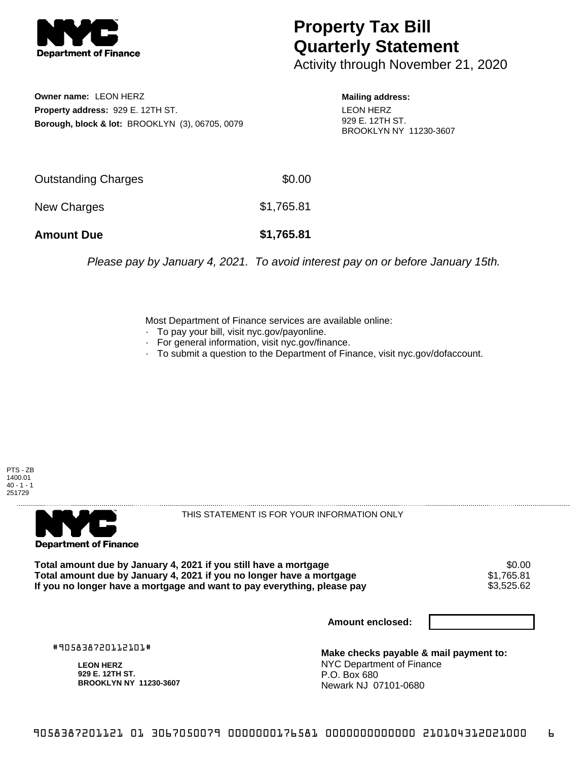# Property Tax Bill Quarterly Statement

Activity through November 21, 2020

**Owner name:** LEON HERZ
**Property address:** 929 E. 12TH ST.
**Borough, block & lot:** BROOKLYN (3), 06705, 0079

**Mailing address:**
LEON HERZ
929 E. 12TH ST.
BROOKLYN NY 11230-3607

| | |
|---|---|
| Outstanding Charges | $0.00 |
| New Charges | $1,765.81 |
| **Amount Due** | **$1,765.81** |

*Please pay by January 4, 2021. To avoid interest pay on or before January 15th.*

Most Department of Finance services are available online:
- To pay your bill, visit nyc.gov/payonline.
- For general information, visit nyc.gov/finance.
- To submit a question to the Department of Finance, visit nyc.gov/dofaccount.

PTS - ZB
1400.01
40 - 1 - 1
251729

THIS STATEMENT IS FOR YOUR INFORMATION ONLY

| | |
|---|---|
| **Total amount due by January 4, 2021 if you still have a mortgage** | $0.00 |
| **Total amount due by January 4, 2021 if you no longer have a mortgage** | $1,765.81 |
| **If you no longer have a mortgage and want to pay everything, please pay** | $3,525.62 |

**Amount enclosed:**

#905838720112101#

**LEON HERZ**
**929 E. 12TH ST.**
**BROOKLYN NY 11230-3607**

**Make checks payable & mail payment to:**
NYC Department of Finance
P.O. Box 680
Newark NJ 07101-0680

9058387201121 01 3067050079 0000000176581 0000000000000 210104312021000 6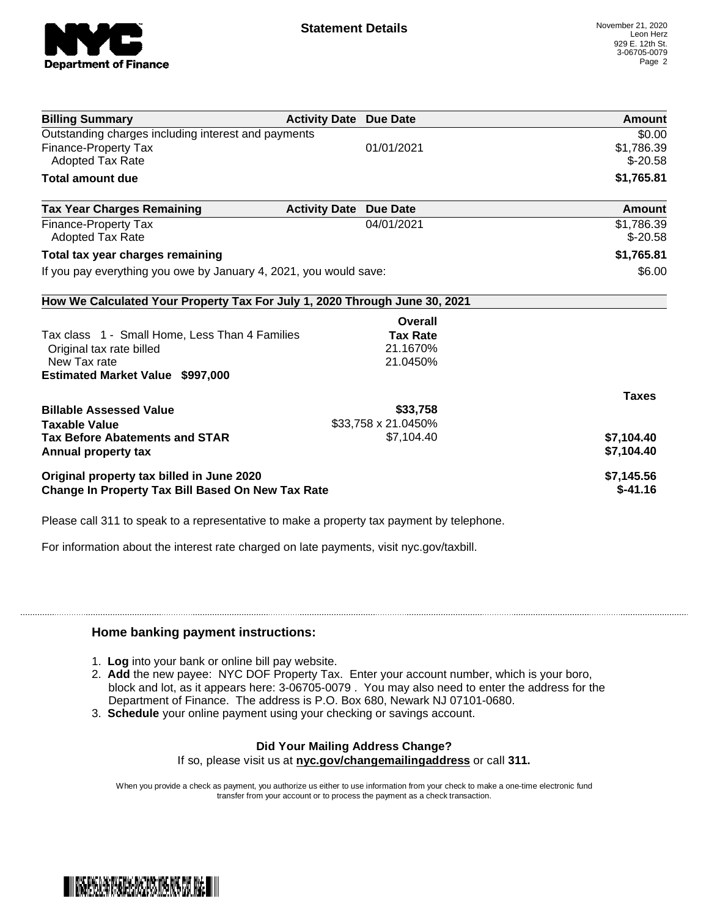## Statement Details

November 21, 2020
Leon Herz
929 E. 12th St.
3-06705-0079

| Billing Summary | Activity Date | Due Date | Amount |
|---|---|---|---|
| Outstanding charges including interest and payments | | | $0.00 |
| Finance-Property Tax | | 01/01/2021 | $1,786.39 |
| Adopted Tax Rate | | | $-20.58 |
| **Total amount due** | | | **$1,765.81** |

| Tax Year Charges Remaining | Activity Date | Due Date | Amount |
|---|---|---|---|
| Finance-Property Tax | | 04/01/2021 | $1,786.39 |
| Adopted Tax Rate | | | $-20.58 |
| **Total tax year charges remaining** | | | **$1,765.81** |
| If you pay everything you owe by January 4, 2021, you would save: | | | $6.00 |

**How We Calculated Your Property Tax For July 1, 2020 Through June 30, 2021**

| | Overall Tax Rate | |
|---|---|---|
| Tax class 1 - Small Home, Less Than 4 Families | | |
| Original tax rate billed | 21.1670% | |
| New Tax rate | 21.0450% | |
| **Estimated Market Value $997,000** | | |

| | | Taxes |
|---|---|---|
| **Billable Assessed Value** | $33,758 | |
| **Taxable Value** | $33,758 x 21.0450% | |
| **Tax Before Abatements and STAR** | $7,104.40 | **$7,104.40** |
| **Annual property tax** | | **$7,104.40** |
| **Original property tax billed in June 2020** | | **$7,145.56** |
| **Change In Property Tax Bill Based On New Tax Rate** | | **$-41.16** |

Please call 311 to speak to a representative to make a property tax payment by telephone.

For information about the interest rate charged on late payments, visit nyc.gov/taxbill.

### Home banking payment instructions:

1. **Log** into your bank or online bill pay website.
2. **Add** the new payee: NYC DOF Property Tax. Enter your account number, which is your boro, block and lot, as it appears here: 3-06705-0079 . You may also need to enter the address for the Department of Finance. The address is P.O. Box 680, Newark NJ 07101-0680.
3. **Schedule** your online payment using your checking or savings account.

**Did Your Mailing Address Change?**
If so, please visit us at **nyc.gov/changemailingaddress** or call **311.**

When you provide a check as payment, you authorize us either to use information from your check to make a one-time electronic fund transfer from your account or to process the payment as a check transaction.